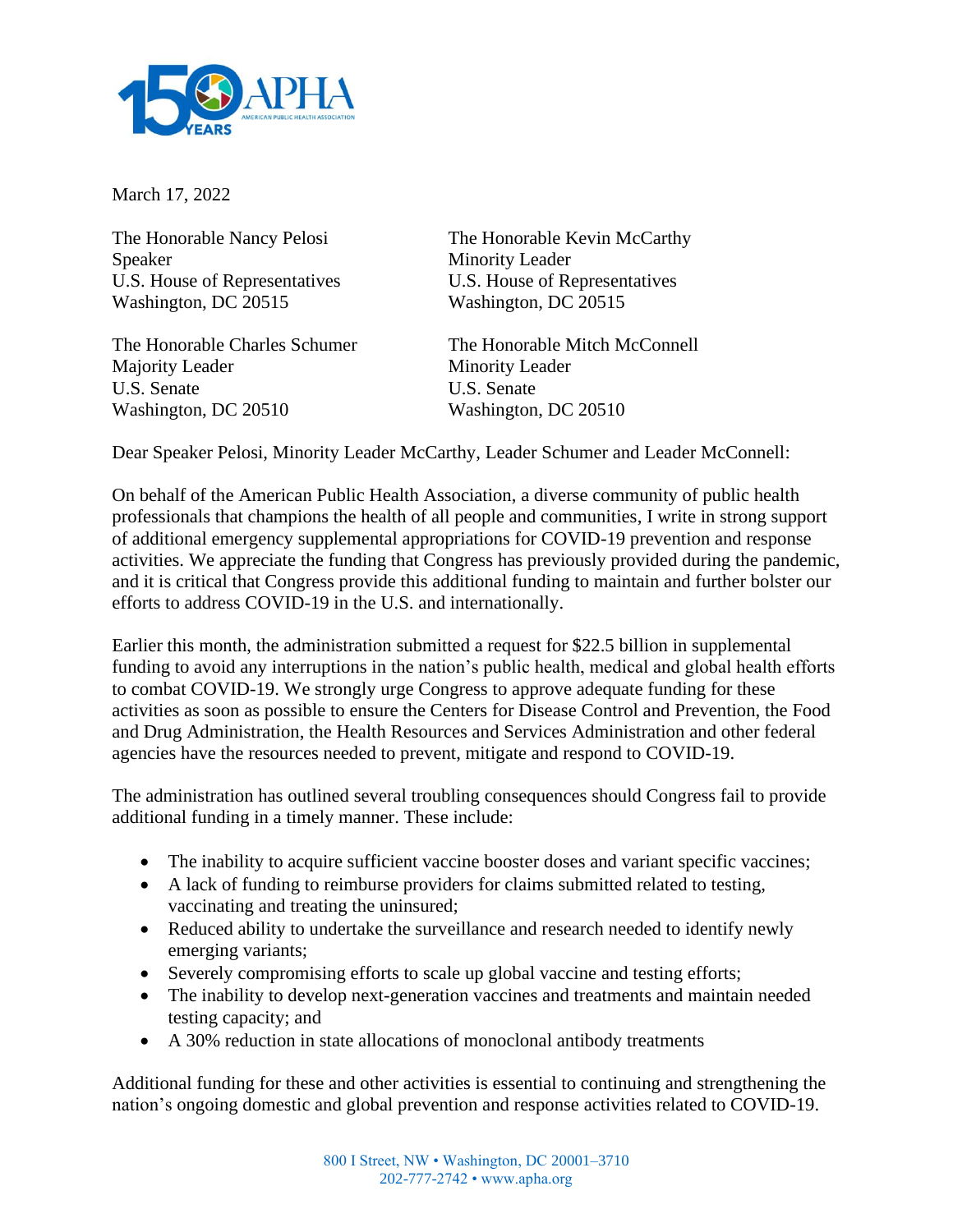March 17, 2022

The Honorable Nancy Pelosi
Speaker
U.S. House of Representatives
Washington, DC 20515

The Honorable Kevin McCarthy
Minority Leader
U.S. House of Representatives
Washington, DC 20515

The Honorable Charles Schumer
Majority Leader
U.S. Senate
Washington, DC 20510

The Honorable Mitch McConnell
Minority Leader
U.S. Senate
Washington, DC 20510

Dear Speaker Pelosi, Minority Leader McCarthy, Leader Schumer and Leader McConnell:

On behalf of the American Public Health Association, a diverse community of public health professionals that champions the health of all people and communities, I write in strong support of additional emergency supplemental appropriations for COVID-19 prevention and response activities. We appreciate the funding that Congress has previously provided during the pandemic, and it is critical that Congress provide this additional funding to maintain and further bolster our efforts to address COVID-19 in the U.S. and internationally.

Earlier this month, the administration submitted a request for $22.5 billion in supplemental funding to avoid any interruptions in the nation's public health, medical and global health efforts to combat COVID-19. We strongly urge Congress to approve adequate funding for these activities as soon as possible to ensure the Centers for Disease Control and Prevention, the Food and Drug Administration, the Health Resources and Services Administration and other federal agencies have the resources needed to prevent, mitigate and respond to COVID-19.

The administration has outlined several troubling consequences should Congress fail to provide additional funding in a timely manner. These include:

- The inability to acquire sufficient vaccine booster doses and variant specific vaccines;
- A lack of funding to reimburse providers for claims submitted related to testing, vaccinating and treating the uninsured;
- Reduced ability to undertake the surveillance and research needed to identify newly emerging variants;
- Severely compromising efforts to scale up global vaccine and testing efforts;
- The inability to develop next-generation vaccines and treatments and maintain needed testing capacity; and
- A 30% reduction in state allocations of monoclonal antibody treatments

Additional funding for these and other activities is essential to continuing and strengthening the nation's ongoing domestic and global prevention and response activities related to COVID-19.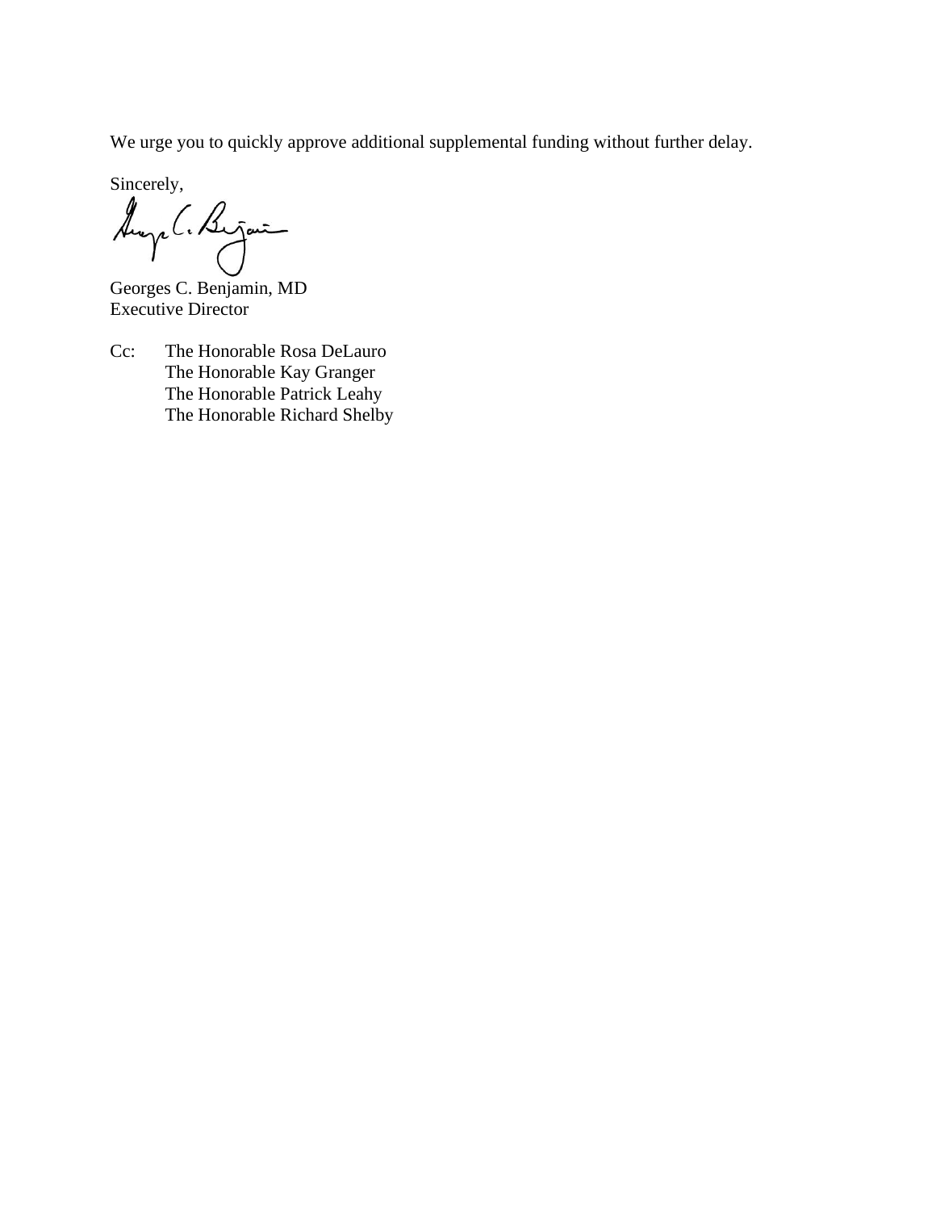We urge you to quickly approve additional supplemental funding without further delay.

Sincerely,

Georges C. Benjamin, MD
Executive Director

Cc: The Honorable Rosa DeLauro
The Honorable Kay Granger
The Honorable Patrick Leahy
The Honorable Richard Shelby